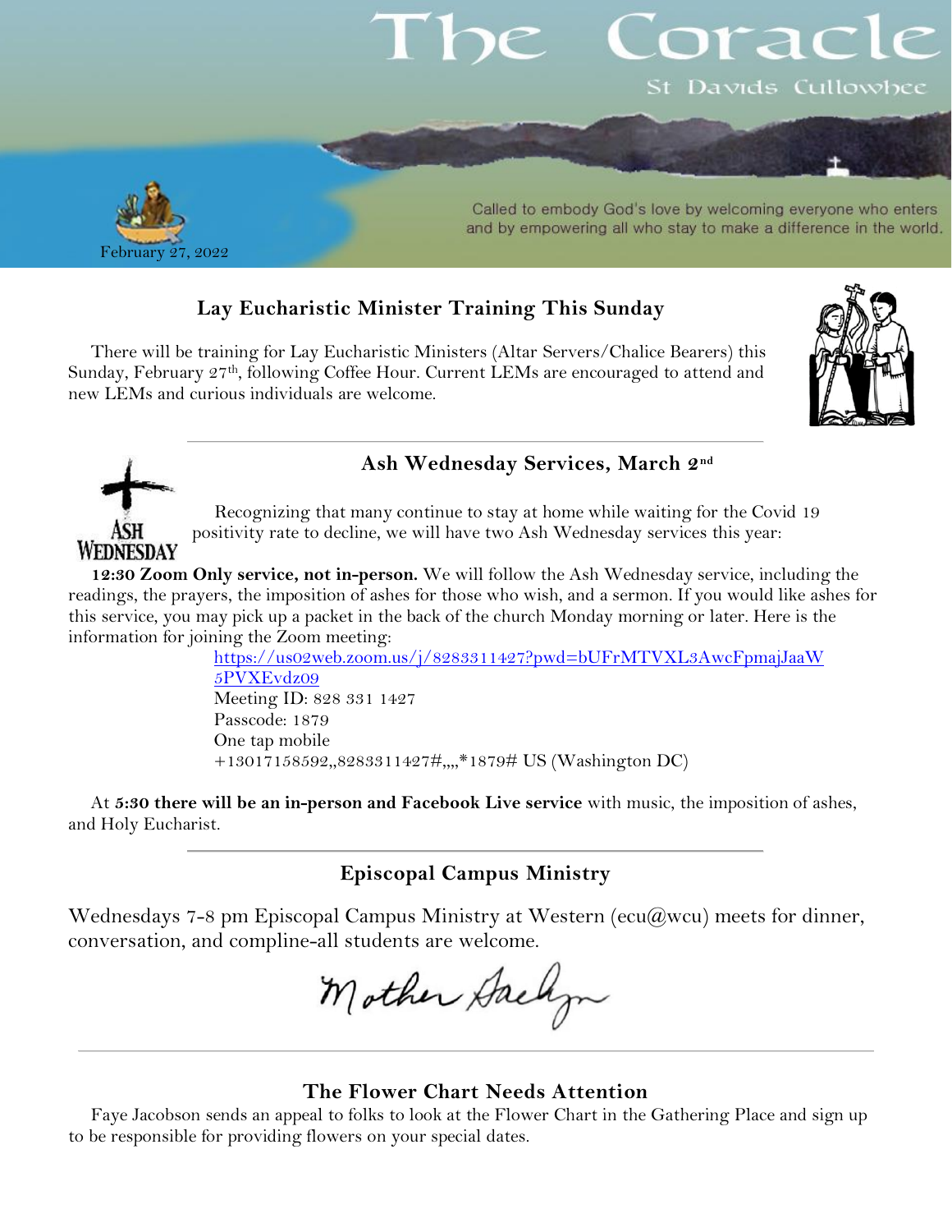# The Coracle

St Davids Cullowhee

Called to embody God's love by welcoming everyone who enters and by empowering all who stay to make a difference in the world.

February 27, 2022

## Lay Eucharistic Minister Training This Sunday

There will be training for Lay Eucharistic Ministers (Altar Servers/Chalice Bearers) this Sunday, February 27th, following Coffee Hour. Current LEMs are encouraged to attend and new LEMs and curious individuals are welcome.

## Ash Wednesday Services, March 2nd

Recognizing that many continue to stay at home while waiting for the Covid 19 positivity rate to decline, we will have two Ash Wednesday services this year:

**12:30 Zoom Only service, not in-person.** We will follow the Ash Wednesday service, including the readings, the prayers, the imposition of ashes for those who wish, and a sermon. If you would like ashes for this service, you may pick up a packet in the back of the church Monday morning or later. Here is the information for joining the Zoom meeting:

https://us02web.zoom.us/j/8283311427?pwd=bUFrMTVXL3AwcFpmajJaaW5PVXEvdz09
Meeting ID: 828 331 1427
Passcode: 1879
One tap mobile
+13017158592,,8283311427#,,,,*1879# US (Washington DC)

At **5:30 there will be an in-person and Facebook Live service** with music, the imposition of ashes, and Holy Eucharist.

## Episcopal Campus Ministry

Wednesdays 7-8 pm Episcopal Campus Ministry at Western (ecu@wcu) meets for dinner, conversation, and compline-all students are welcome.

Mother Sachyn

## The Flower Chart Needs Attention

Faye Jacobson sends an appeal to folks to look at the Flower Chart in the Gathering Place and sign up to be responsible for providing flowers on your special dates.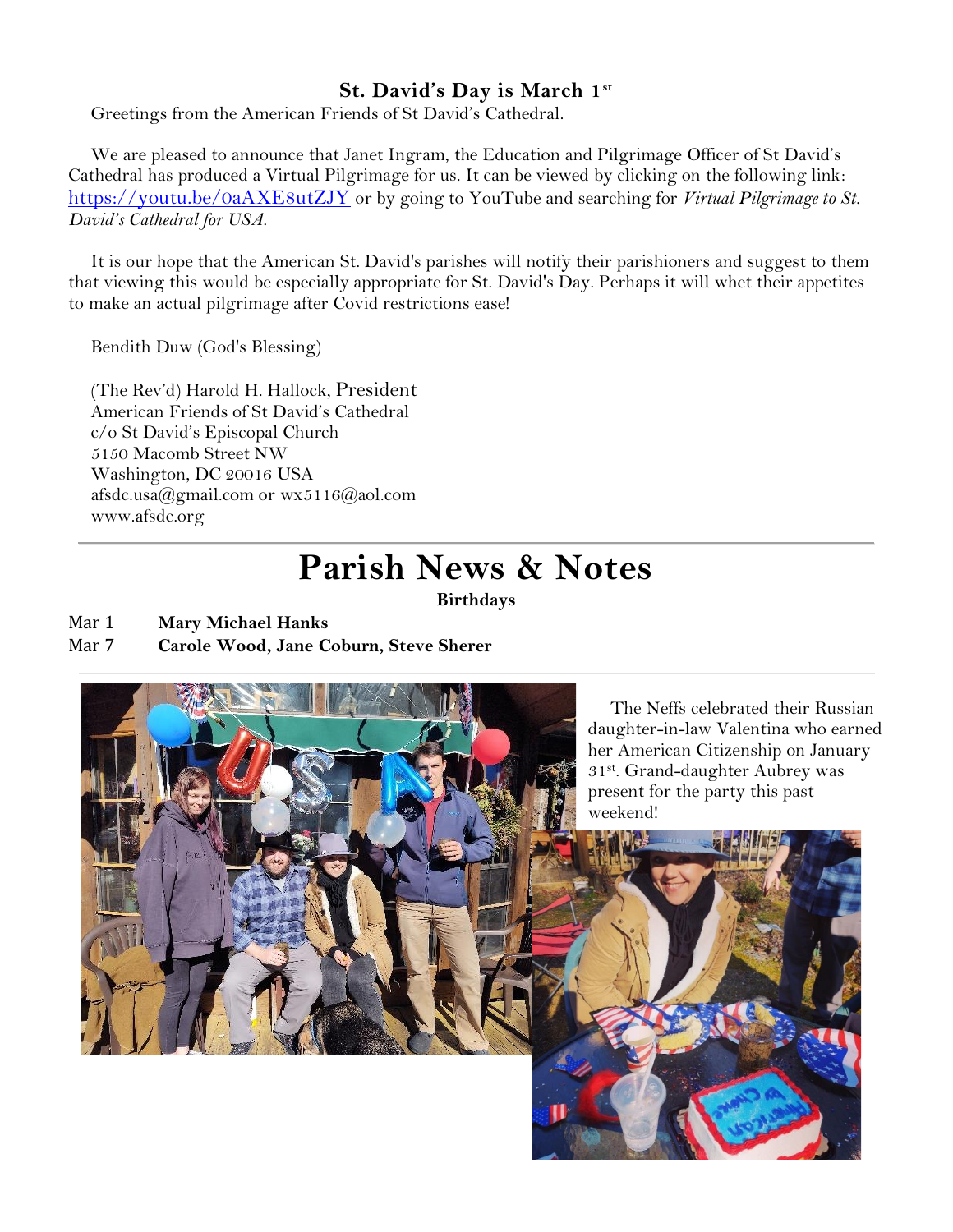### St. David's Day is March 1st

Greetings from the American Friends of St David's Cathedral.

We are pleased to announce that Janet Ingram, the Education and Pilgrimage Officer of St David's Cathedral has produced a Virtual Pilgrimage for us. It can be viewed by clicking on the following link: https://youtu.be/0aAXE8utZJY or by going to YouTube and searching for *Virtual Pilgrimage to St. David's Cathedral for USA.*

It is our hope that the American St. David's parishes will notify their parishioners and suggest to them that viewing this would be especially appropriate for St. David's Day. Perhaps it will whet their appetites to make an actual pilgrimage after Covid restrictions ease!

Bendith Duw (God's Blessing)

(The Rev'd) Harold H. Hallock, President
American Friends of St David's Cathedral
c/o St David's Episcopal Church
5150 Macomb Street NW
Washington, DC 20016 USA
afsdc.usa@gmail.com or wx5116@aol.com
www.afsdc.org

---

# Parish News & Notes

**Birthdays**

Mar 1 **Mary Michael Hanks**
Mar 7 **Carole Wood, Jane Coburn, Steve Sherer**

---

The Neffs celebrated their Russian daughter-in-law Valentina who earned her American Citizenship on January 31st. Grand-daughter Aubrey was present for the party this past weekend!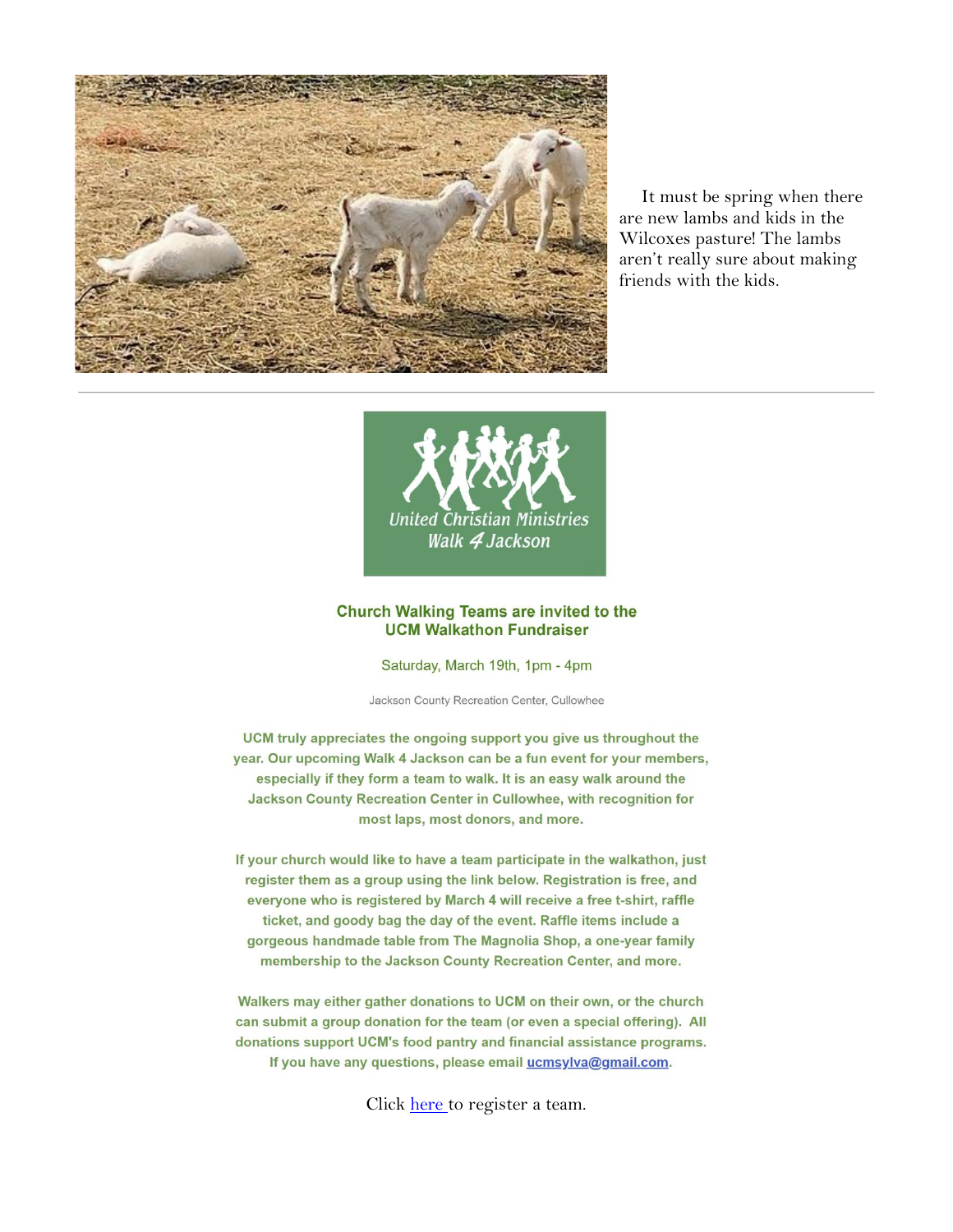It must be spring when there are new lambs and kids in the Wilcoxes pasture! The lambs aren't really sure about making friends with the kids.

---

United Christian Ministries
Walk 4 Jackson

### Church Walking Teams are invited to the UCM Walkathon Fundraiser

Saturday, March 19th, 1pm - 4pm

Jackson County Recreation Center, Cullowhee

**UCM truly appreciates the ongoing support you give us throughout the year. Our upcoming Walk 4 Jackson can be a fun event for your members, especially if they form a team to walk. It is an easy walk around the Jackson County Recreation Center in Cullowhee, with recognition for most laps, most donors, and more.**

**If your church would like to have a team participate in the walkathon, just register them as a group using the link below. Registration is free, and everyone who is registered by March 4 will receive a free t-shirt, raffle ticket, and goody bag the day of the event. Raffle items include a gorgeous handmade table from The Magnolia Shop, a one-year family membership to the Jackson County Recreation Center, and more.**

**Walkers may either gather donations to UCM on their own, or the church can submit a group donation for the team (or even a special offering). All donations support UCM's food pantry and financial assistance programs. If you have any questions, please email ucmsylva@gmail.com.**

Click here to register a team.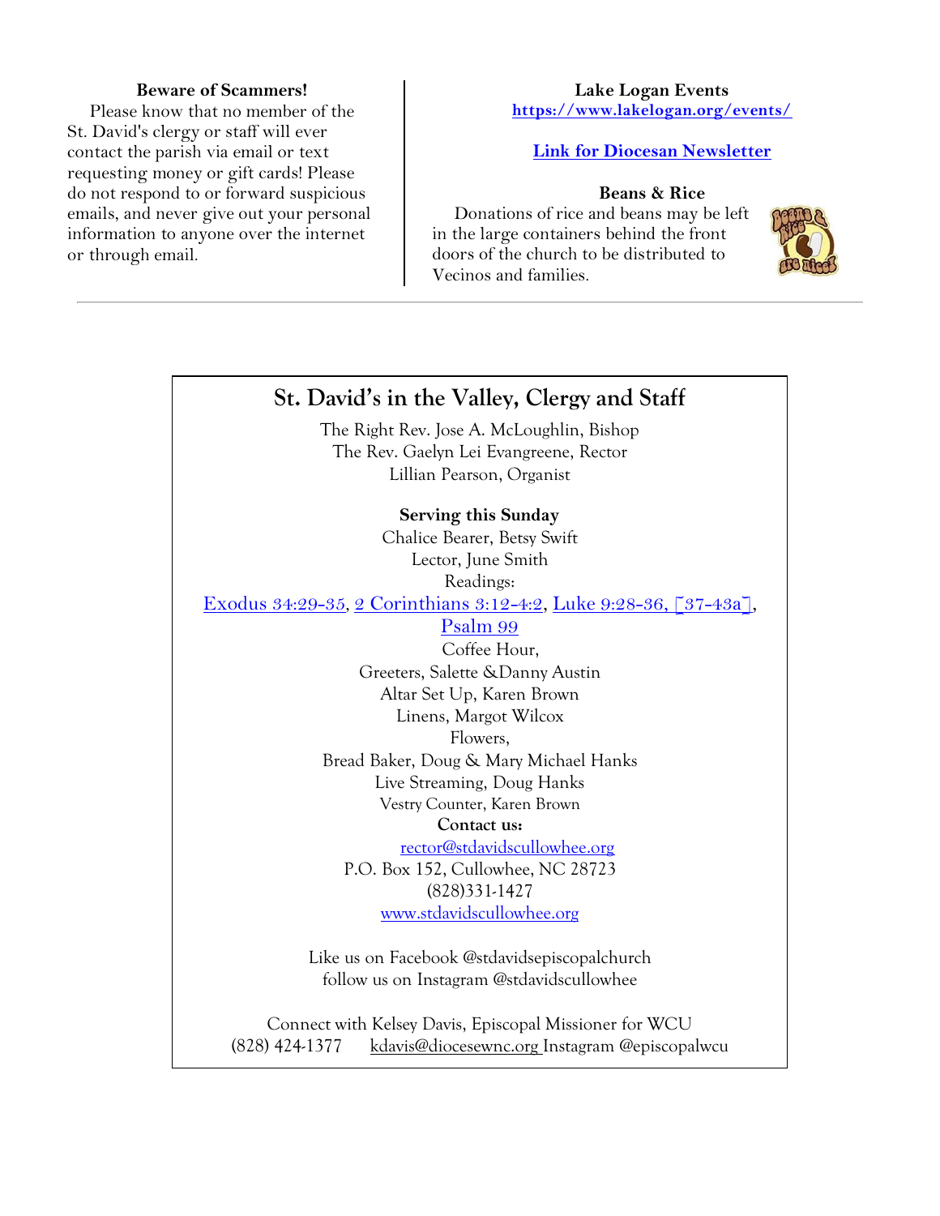**Beware of Scammers!**

Please know that no member of the St. David's clergy or staff will ever contact the parish via email or text requesting money or gift cards! Please do not respond to or forward suspicious emails, and never give out your personal information to anyone over the internet or through email.

**Lake Logan Events**

**https://www.lakelogan.org/events/**

**Link for Diocesan Newsletter**

**Beans & Rice**

Donations of rice and beans may be left in the large containers behind the front doors of the church to be distributed to Vecinos and families.

---

## St. David's in the Valley, Clergy and Staff

The Right Rev. Jose A. McLoughlin, Bishop
The Rev. Gaelyn Lei Evangreene, Rector
Lillian Pearson, Organist

**Serving this Sunday**

Chalice Bearer, Betsy Swift
Lector, June Smith
Readings:
Exodus 34:29-35, 2 Corinthians 3:12-4:2, Luke 9:28-36, [37-43a], Psalm 99
Coffee Hour,
Greeters, Salette &Danny Austin
Altar Set Up, Karen Brown
Linens, Margot Wilcox
Flowers,
Bread Baker, Doug & Mary Michael Hanks
Live Streaming, Doug Hanks
Vestry Counter, Karen Brown

**Contact us:**

rector@stdavidscullowhee.org
P.O. Box 152, Cullowhee, NC 28723
(828)331-1427
www.stdavidscullowhee.org

Like us on Facebook @stdavidsepiscopalchurch
follow us on Instagram @stdavidscullowhee

Connect with Kelsey Davis, Episcopal Missioner for WCU
(828) 424-1377 kdavis@diocesewnc.org Instagram @episcopalwcu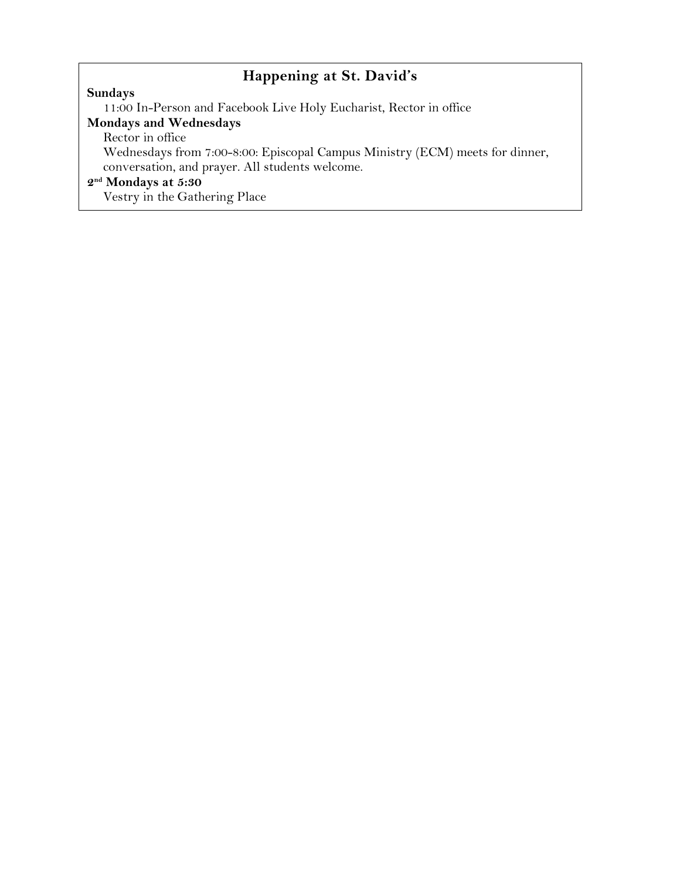## Happening at St. David's

**Sundays**

11:00 In-Person and Facebook Live Holy Eucharist, Rector in office

**Mondays and Wednesdays**

Rector in office

Wednesdays from 7:00-8:00: Episcopal Campus Ministry (ECM) meets for dinner, conversation, and prayer. All students welcome.

**2nd Mondays at 5:30**

Vestry in the Gathering Place